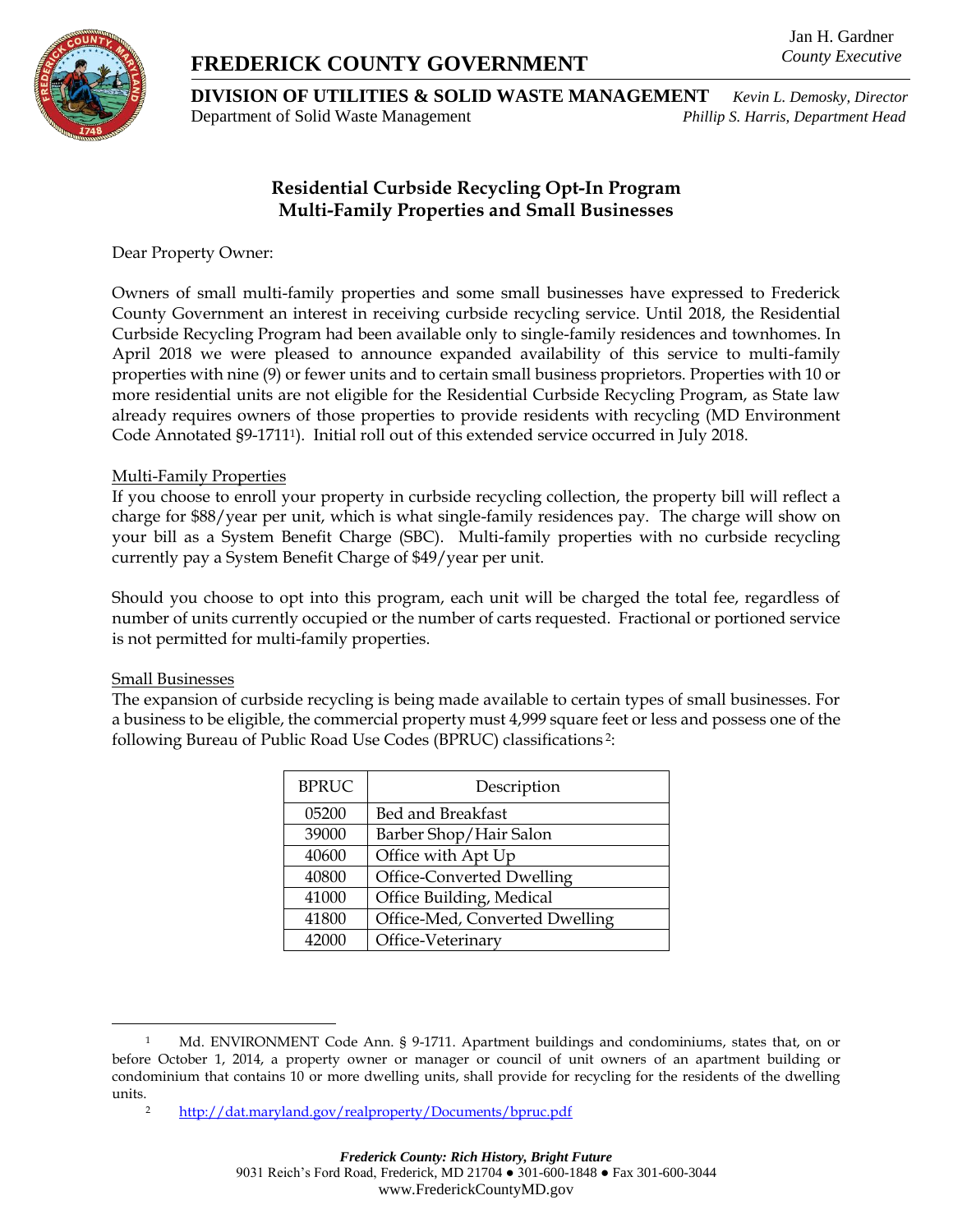Jan H. Gardner
*County Executive*

# FREDERICK COUNTY GOVERNMENT

**DIVISION OF UTILITIES & SOLID WASTE MANAGEMENT** *Kevin L. Demosky, Director*
Department of Solid Waste Management *Phillip S. Harris, Department Head*

## Residential Curbside Recycling Opt-In Program
## Multi-Family Properties and Small Businesses

Dear Property Owner:

Owners of small multi-family properties and some small businesses have expressed to Frederick County Government an interest in receiving curbside recycling service. Until 2018, the Residential Curbside Recycling Program had been available only to single-family residences and townhomes. In April 2018 we were pleased to announce expanded availability of this service to multi-family properties with nine (9) or fewer units and to certain small business proprietors. Properties with 10 or more residential units are not eligible for the Residential Curbside Recycling Program, as State law already requires owners of those properties to provide residents with recycling (MD Environment Code Annotated §9-1711[1]). Initial roll out of this extended service occurred in July 2018.

### Multi-Family Properties

If you choose to enroll your property in curbside recycling collection, the property bill will reflect a charge for $88/year per unit, which is what single-family residences pay. The charge will show on your bill as a System Benefit Charge (SBC). Multi-family properties with no curbside recycling currently pay a System Benefit Charge of $49/year per unit.

Should you choose to opt into this program, each unit will be charged the total fee, regardless of number of units currently occupied or the number of carts requested. Fractional or portioned service is not permitted for multi-family properties.

### Small Businesses

The expansion of curbside recycling is being made available to certain types of small businesses. For a business to be eligible, the commercial property must 4,999 square feet or less and possess one of the following Bureau of Public Road Use Codes (BPRUC) classifications[2]:

| BPRUC | Description |
|---|---|
| 05200 | Bed and Breakfast |
| 39000 | Barber Shop/Hair Salon |
| 40600 | Office with Apt Up |
| 40800 | Office-Converted Dwelling |
| 41000 | Office Building, Medical |
| 41800 | Office-Med, Converted Dwelling |
| 42000 | Office-Veterinary |

[1] Md. ENVIRONMENT Code Ann. § 9-1711. Apartment buildings and condominiums, states that, on or before October 1, 2014, a property owner or manager or council of unit owners of an apartment building or condominium that contains 10 or more dwelling units, shall provide for recycling for the residents of the dwelling units.

[2] http://dat.maryland.gov/realproperty/Documents/bpruc.pdf

*Frederick County: Rich History, Bright Future*
9031 Reich's Ford Road, Frederick, MD 21704 ● 301-600-1848 ● Fax 301-600-3044
www.FrederickCountyMD.gov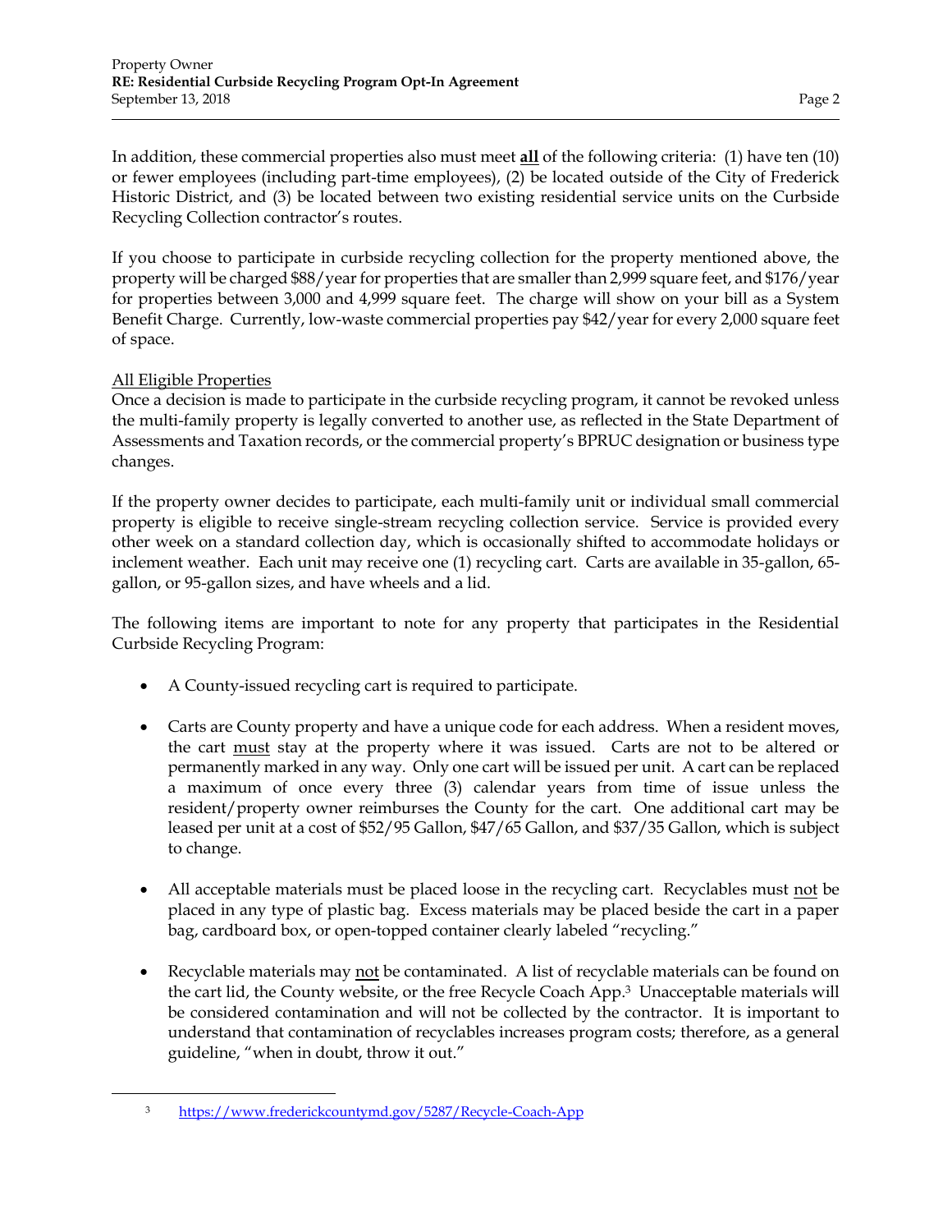In addition, these commercial properties also must meet **all** of the following criteria: (1) have ten (10) or fewer employees (including part-time employees), (2) be located outside of the City of Frederick Historic District, and (3) be located between two existing residential service units on the Curbside Recycling Collection contractor's routes.

If you choose to participate in curbside recycling collection for the property mentioned above, the property will be charged $88/year for properties that are smaller than 2,999 square feet, and $176/year for properties between 3,000 and 4,999 square feet. The charge will show on your bill as a System Benefit Charge. Currently, low-waste commercial properties pay $42/year for every 2,000 square feet of space.

All Eligible Properties

Once a decision is made to participate in the curbside recycling program, it cannot be revoked unless the multi-family property is legally converted to another use, as reflected in the State Department of Assessments and Taxation records, or the commercial property's BPRUC designation or business type changes.

If the property owner decides to participate, each multi-family unit or individual small commercial property is eligible to receive single-stream recycling collection service. Service is provided every other week on a standard collection day, which is occasionally shifted to accommodate holidays or inclement weather. Each unit may receive one (1) recycling cart. Carts are available in 35-gallon, 65-gallon, or 95-gallon sizes, and have wheels and a lid.

The following items are important to note for any property that participates in the Residential Curbside Recycling Program:

- A County-issued recycling cart is required to participate.
- Carts are County property and have a unique code for each address. When a resident moves, the cart must stay at the property where it was issued. Carts are not to be altered or permanently marked in any way. Only one cart will be issued per unit. A cart can be replaced a maximum of once every three (3) calendar years from time of issue unless the resident/property owner reimburses the County for the cart. One additional cart may be leased per unit at a cost of $52/95 Gallon, $47/65 Gallon, and $37/35 Gallon, which is subject to change.
- All acceptable materials must be placed loose in the recycling cart. Recyclables must not be placed in any type of plastic bag. Excess materials may be placed beside the cart in a paper bag, cardboard box, or open-topped container clearly labeled "recycling."
- Recyclable materials may not be contaminated. A list of recyclable materials can be found on the cart lid, the County website, or the free Recycle Coach App.[3] Unacceptable materials will be considered contamination and will not be collected by the contractor. It is important to understand that contamination of recyclables increases program costs; therefore, as a general guideline, "when in doubt, throw it out."

[3] https://www.frederickcountymd.gov/5287/Recycle-Coach-App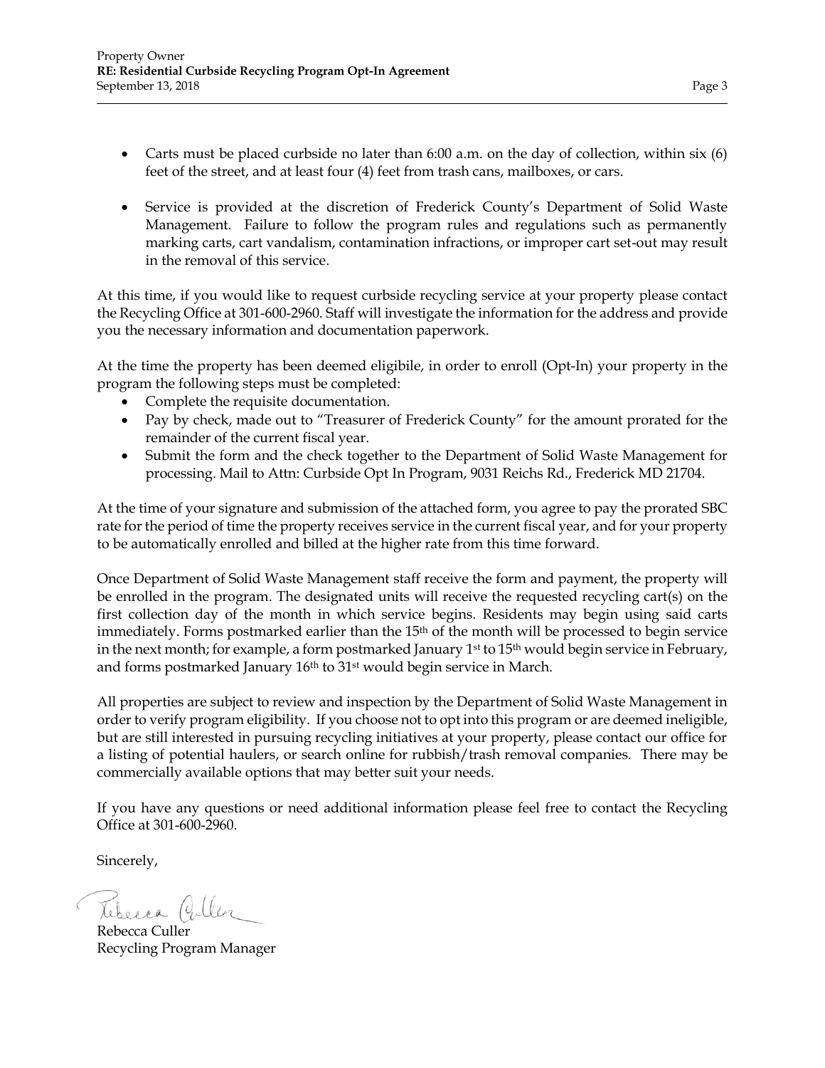- Carts must be placed curbside no later than 6:00 a.m. on the day of collection, within six (6) feet of the street, and at least four (4) feet from trash cans, mailboxes, or cars.

- Service is provided at the discretion of Frederick County's Department of Solid Waste Management. Failure to follow the program rules and regulations such as permanently marking carts, cart vandalism, contamination infractions, or improper cart set-out may result in the removal of this service.

At this time, if you would like to request curbside recycling service at your property please contact the Recycling Office at 301-600-2960. Staff will investigate the information for the address and provide you the necessary information and documentation paperwork.

At the time the property has been deemed eligibile, in order to enroll (Opt-In) your property in the program the following steps must be completed:

- Complete the requisite documentation.
- Pay by check, made out to "Treasurer of Frederick County" for the amount prorated for the remainder of the current fiscal year.
- Submit the form and the check together to the Department of Solid Waste Management for processing. Mail to Attn: Curbside Opt In Program, 9031 Reichs Rd., Frederick MD 21704.

At the time of your signature and submission of the attached form, you agree to pay the prorated SBC rate for the period of time the property receives service in the current fiscal year, and for your property to be automatically enrolled and billed at the higher rate from this time forward.

Once Department of Solid Waste Management staff receive the form and payment, the property will be enrolled in the program. The designated units will receive the requested recycling cart(s) on the first collection day of the month in which service begins. Residents may begin using said carts immediately. Forms postmarked earlier than the 15th of the month will be processed to begin service in the next month; for example, a form postmarked January 1st to 15th would begin service in February, and forms postmarked January 16th to 31st would begin service in March.

All properties are subject to review and inspection by the Department of Solid Waste Management in order to verify program eligibility. If you choose not to opt into this program or are deemed ineligible, but are still interested in pursuing recycling initiatives at your property, please contact our office for a listing of potential haulers, or search online for rubbish/trash removal companies. There may be commercially available options that may better suit your needs.

If you have any questions or need additional information please feel free to contact the Recycling Office at 301-600-2960.

Sincerely,

Rebecca Culler
Recycling Program Manager